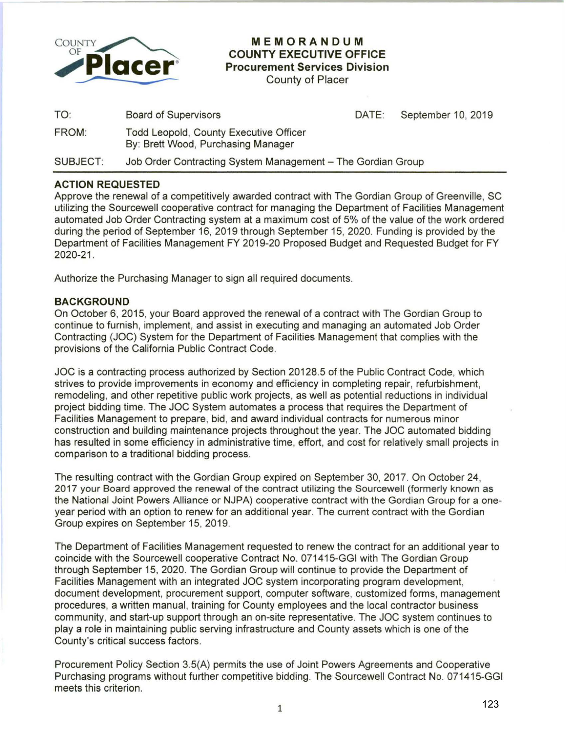COUNTY OF **Placer**

# MEMORANDUM
## COUNTY EXECUTIVE OFFICE
### Procurement Services Division
County of Placer

| | | | |
|---|---|---|---|
| TO: | Board of Supervisors | DATE: | September 10, 2019 |
| FROM: | Todd Leopold, County Executive Officer<br>By: Brett Wood, Purchasing Manager | | |
| SUBJECT: | Job Order Contracting System Management – The Gordian Group | | |

**ACTION REQUESTED**

Approve the renewal of a competitively awarded contract with The Gordian Group of Greenville, SC utilizing the Sourcewell cooperative contract for managing the Department of Facilities Management automated Job Order Contracting system at a maximum cost of 5% of the value of the work ordered during the period of September 16, 2019 through September 15, 2020. Funding is provided by the Department of Facilities Management FY 2019-20 Proposed Budget and Requested Budget for FY 2020-21.

Authorize the Purchasing Manager to sign all required documents.

**BACKGROUND**

On October 6, 2015, your Board approved the renewal of a contract with The Gordian Group to continue to furnish, implement, and assist in executing and managing an automated Job Order Contracting (JOC) System for the Department of Facilities Management that complies with the provisions of the California Public Contract Code.

JOC is a contracting process authorized by Section 20128.5 of the Public Contract Code, which strives to provide improvements in economy and efficiency in completing repair, refurbishment, remodeling, and other repetitive public work projects, as well as potential reductions in individual project bidding time. The JOC System automates a process that requires the Department of Facilities Management to prepare, bid, and award individual contracts for numerous minor construction and building maintenance projects throughout the year. The JOC automated bidding has resulted in some efficiency in administrative time, effort, and cost for relatively small projects in comparison to a traditional bidding process.

The resulting contract with the Gordian Group expired on September 30, 2017. On October 24, 2017 your Board approved the renewal of the contract utilizing the Sourcewell (formerly known as the National Joint Powers Alliance or NJPA) cooperative contract with the Gordian Group for a one-year period with an option to renew for an additional year. The current contract with the Gordian Group expires on September 15, 2019.

The Department of Facilities Management requested to renew the contract for an additional year to coincide with the Sourcewell cooperative Contract No. 071415-GGI with The Gordian Group through September 15, 2020. The Gordian Group will continue to provide the Department of Facilities Management with an integrated JOC system incorporating program development, document development, procurement support, computer software, customized forms, management procedures, a written manual, training for County employees and the local contractor business community, and start-up support through an on-site representative. The JOC system continues to play a role in maintaining public serving infrastructure and County assets which is one of the County's critical success factors.

Procurement Policy Section 3.5(A) permits the use of Joint Powers Agreements and Cooperative Purchasing programs without further competitive bidding. The Sourcewell Contract No. 071415-GGI meets this criterion.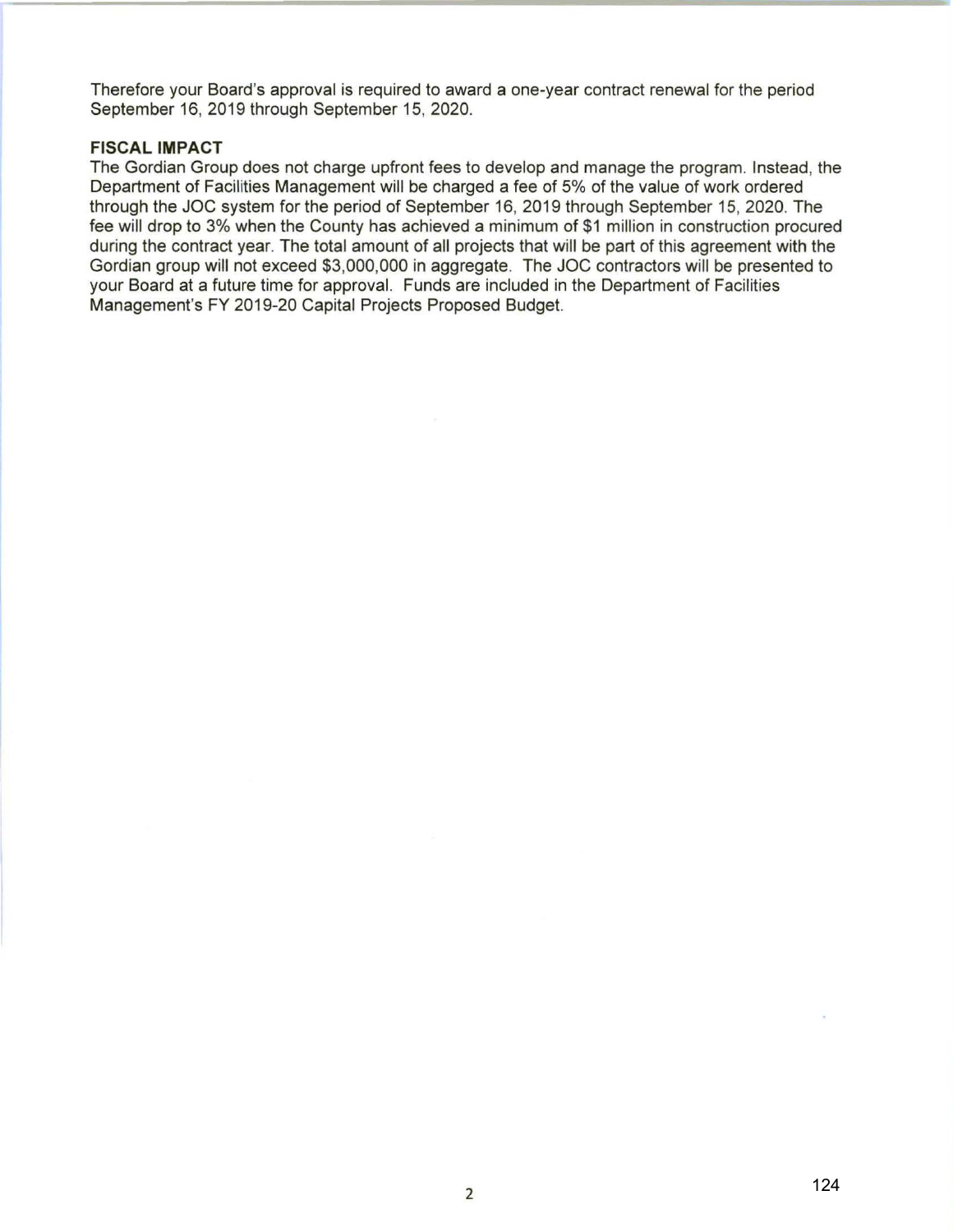Therefore your Board's approval is required to award a one-year contract renewal for the period September 16, 2019 through September 15, 2020.

**FISCAL IMPACT**

The Gordian Group does not charge upfront fees to develop and manage the program. Instead, the Department of Facilities Management will be charged a fee of 5% of the value of work ordered through the JOC system for the period of September 16, 2019 through September 15, 2020. The fee will drop to 3% when the County has achieved a minimum of $1 million in construction procured during the contract year. The total amount of all projects that will be part of this agreement with the Gordian group will not exceed $3,000,000 in aggregate. The JOC contractors will be presented to your Board at a future time for approval. Funds are included in the Department of Facilities Management's FY 2019-20 Capital Projects Proposed Budget.